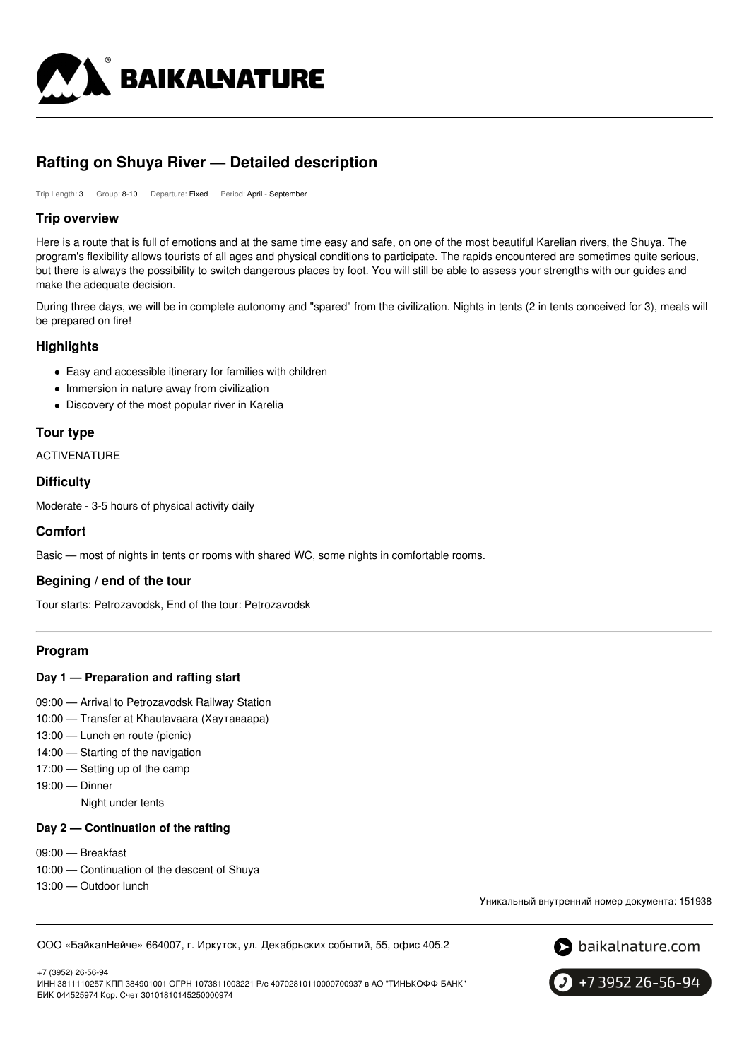# Rafting on Shuya River — Detailed description

Trip Length: 3 Group: 8-10 Departure: Fixed Period: April - September

## Trip overview

Here is a route that is full of emotions and at the same time easy and safe, on one of the most beautiful Karelian rivers, the Shuya. The program's flexibility allows tourists of all ages and physical conditions to participate. The rapids encountered are sometimes quite serious, but there is always the possibility to switch dangerous places by foot. You will still be able to assess your strengths with our guides and make the adequate decision.

During three days, we will be in complete autonomy and "spared" from the civilization. Nights in tents (2 in tents conceived for 3), meals will be prepared on fire!

## Highlights

- Easy and accessible itinerary for families with children
- Immersion in nature away from civilization
- Discovery of the most popular river in Karelia

## Tour type

ACTIVENATURE

## Difficulty

Moderate - 3-5 hours of physical activity daily

## Comfort

Basic — most of nights in tents or rooms with shared WC, some nights in comfortable rooms.

## Begining / end of the tour

Tour starts: Petrozavodsk, End of the tour: Petrozavodsk

## Program

### Day 1 — Preparation and rafting start

09:00 — Arrival to Petrozavodsk Railway Station
10:00 — Transfer at Khautavaara (Хаутаваара)
13:00 — Lunch en route (picnic)
14:00 — Starting of the navigation
17:00 — Setting up of the camp
19:00 — Dinner
Night under tents

### Day 2 — Continuation of the rafting

09:00 — Breakfast
10:00 — Continuation of the descent of Shuya
13:00 — Outdoor lunch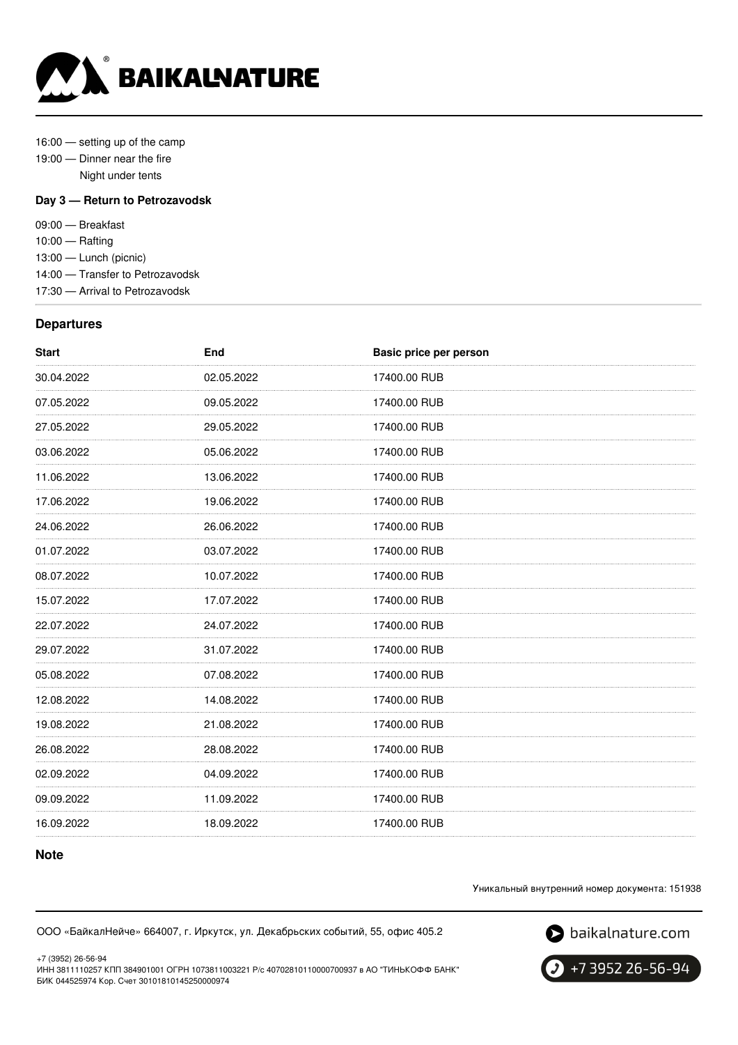16:00 — setting up of the camp
19:00 — Dinner near the fire
Night under tents

**Day 3 — Return to Petrozavodsk**

09:00 — Breakfast
10:00 — Rafting
13:00 — Lunch (picnic)
14:00 — Transfer to Petrozavodsk
17:30 — Arrival to Petrozavodsk

### Departures

| Start | End | Basic price per person |
|---|---|---|
| 30.04.2022 | 02.05.2022 | 17400.00 RUB |
| 07.05.2022 | 09.05.2022 | 17400.00 RUB |
| 27.05.2022 | 29.05.2022 | 17400.00 RUB |
| 03.06.2022 | 05.06.2022 | 17400.00 RUB |
| 11.06.2022 | 13.06.2022 | 17400.00 RUB |
| 17.06.2022 | 19.06.2022 | 17400.00 RUB |
| 24.06.2022 | 26.06.2022 | 17400.00 RUB |
| 01.07.2022 | 03.07.2022 | 17400.00 RUB |
| 08.07.2022 | 10.07.2022 | 17400.00 RUB |
| 15.07.2022 | 17.07.2022 | 17400.00 RUB |
| 22.07.2022 | 24.07.2022 | 17400.00 RUB |
| 29.07.2022 | 31.07.2022 | 17400.00 RUB |
| 05.08.2022 | 07.08.2022 | 17400.00 RUB |
| 12.08.2022 | 14.08.2022 | 17400.00 RUB |
| 19.08.2022 | 21.08.2022 | 17400.00 RUB |
| 26.08.2022 | 28.08.2022 | 17400.00 RUB |
| 02.09.2022 | 04.09.2022 | 17400.00 RUB |
| 09.09.2022 | 11.09.2022 | 17400.00 RUB |
| 16.09.2022 | 18.09.2022 | 17400.00 RUB |

### Note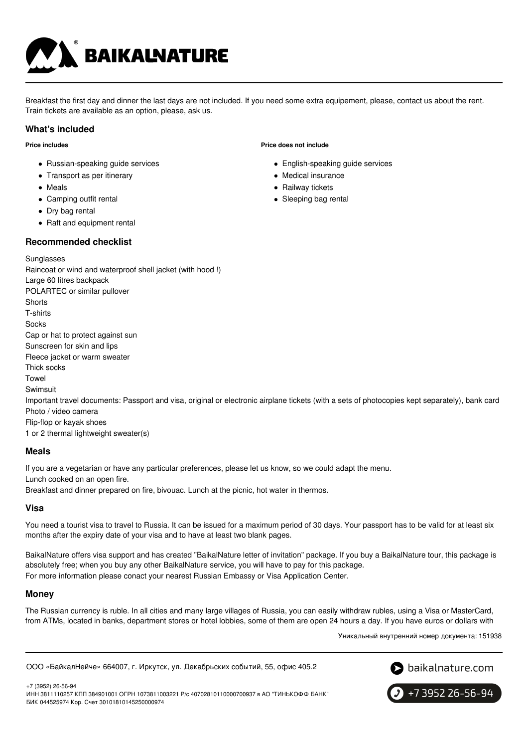Breakfast the first day and dinner the last days are not included. If you need some extra equipement, please, contact us about the rent. Train tickets are available as an option, please, ask us.

### What's included

**Price includes**

- Russian-speaking guide services
- Transport as per itinerary
- Meals
- Camping outfit rental
- Dry bag rental
- Raft and equipment rental

**Price does not include**

- English-speaking guide services
- Medical insurance
- Railway tickets
- Sleeping bag rental

### Recommended checklist

Sunglasses
Raincoat or wind and waterproof shell jacket (with hood !)
Large 60 litres backpack
POLARTEC or similar pullover
Shorts
T-shirts
Socks
Cap or hat to protect against sun
Sunscreen for skin and lips
Fleece jacket or warm sweater
Thick socks
Towel
Swimsuit
Important travel documents: Passport and visa, original or electronic airplane tickets (with a sets of photocopies kept separately), bank card
Photo / video camera
Flip-flop or kayak shoes
1 or 2 thermal lightweight sweater(s)

### Meals

If you are a vegetarian or have any particular preferences, please let us know, so we could adapt the menu.
Lunch cooked on an open fire.
Breakfast and dinner prepared on fire, bivouac. Lunch at the picnic, hot water in thermos.

### Visa

You need a tourist visa to travel to Russia. It can be issued for a maximum period of 30 days. Your passport has to be valid for at least six months after the expiry date of your visa and to have at least two blank pages.

BaikalNature offers visa support and has created "BaikalNature letter of invitation" package. If you buy a BaikalNature tour, this package is absolutely free; when you buy any other BaikalNature service, you will have to pay for this package.
For more information please conact your nearest Russian Embassy or Visa Application Center.

### Money

The Russian currency is ruble. In all cities and many large villages of Russia, you can easily withdraw rubles, using a Visa or MasterCard, from ATMs, located in banks, department stores or hotel lobbies, some of them are open 24 hours a day. If you have euros or dollars with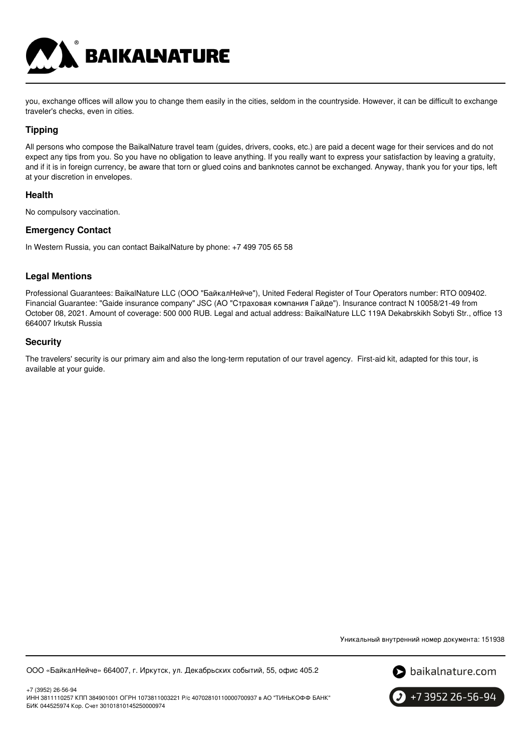you, exchange offices will allow you to change them easily in the cities, seldom in the countryside. However, it can be difficult to exchange traveler's checks, even in cities.

### Tipping

All persons who compose the BaikalNature travel team (guides, drivers, cooks, etc.) are paid a decent wage for their services and do not expect any tips from you. So you have no obligation to leave anything. If you really want to express your satisfaction by leaving a gratuity, and if it is in foreign currency, be aware that torn or glued coins and banknotes cannot be exchanged. Anyway, thank you for your tips, left at your discretion in envelopes.

### Health

No compulsory vaccination.

### Emergency Contact

In Western Russia, you can contact BaikalNature by phone: +7 499 705 65 58

### Legal Mentions

Professional Guarantees: BaikalNature LLC (ООО "БайкалНейче"), United Federal Register of Tour Operators number: RTO 009402. Financial Guarantee: "Gaide insurance company" JSC (АО "Страховая компания Гайде"). Insurance contract N 10058/21-49 from October 08, 2021. Amount of coverage: 500 000 RUB. Legal and actual address: BaikalNature LLC 119A Dekabrskikh Sobyti Str., office 13 664007 Irkutsk Russia

### Security

The travelers' security is our primary aim and also the long-term reputation of our travel agency. First-aid kit, adapted for this tour, is available at your guide.

Уникальный внутренний номер документа: 151938